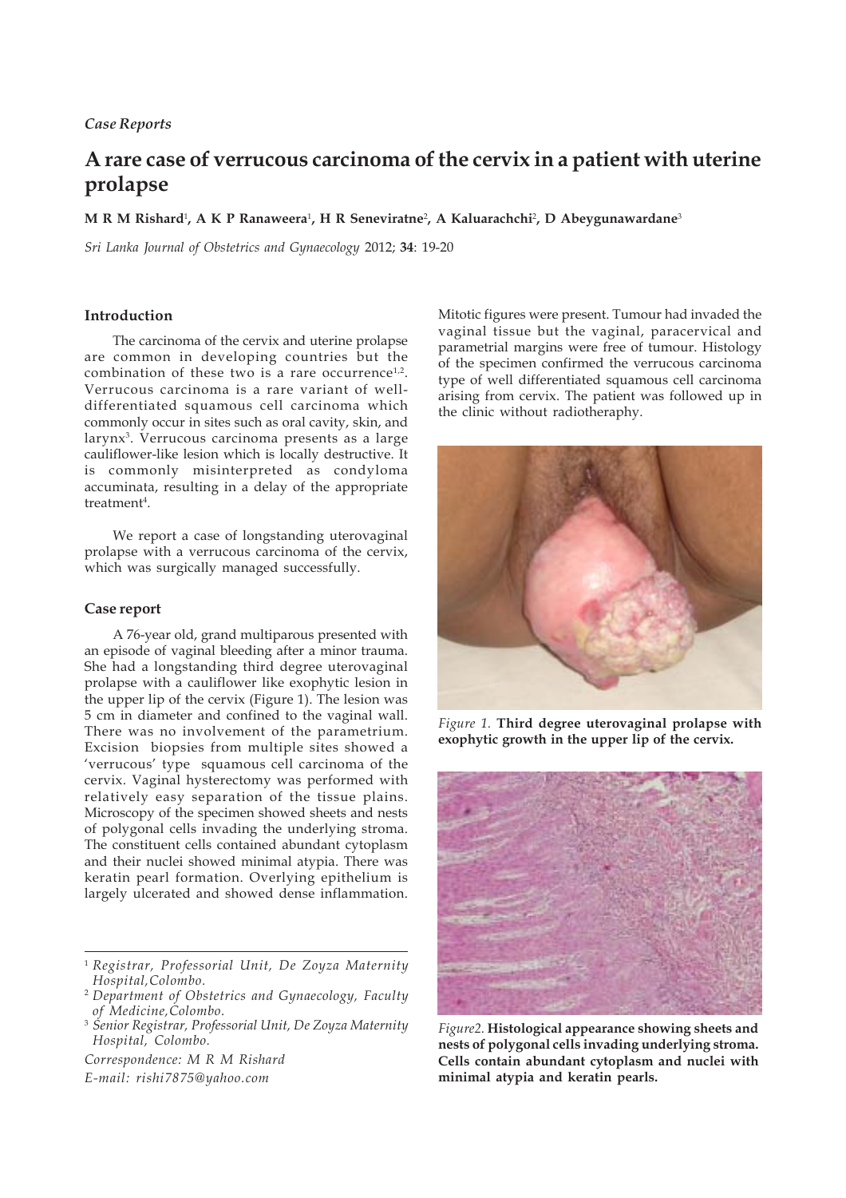*Case Reports*

# A rare case of verrucous carcinoma of the cervix in a patient with uterine prolapse

**M R M Rishard**[1], **A K P Ranaweera**[1], **H R Seneviratne**[2], **A Kaluarachchi**[2], **D Abeygunawardane**[3]

*Sri Lanka Journal of Obstetrics and Gynaecology* 2012; **34**: 19-20

## Introduction

The carcinoma of the cervix and uterine prolapse are common in developing countries but the combination of these two is a rare occurrence[1,2]. Verrucous carcinoma is a rare variant of well-differentiated squamous cell carcinoma which commonly occur in sites such as oral cavity, skin, and larynx[3]. Verrucous carcinoma presents as a large cauliflower-like lesion which is locally destructive. It is commonly misinterpreted as condyloma accuminata, resulting in a delay of the appropriate treatment[4].

We report a case of longstanding uterovaginal prolapse with a verrucous carcinoma of the cervix, which was surgically managed successfully.

## Case report

A 76-year old, grand multiparous presented with an episode of vaginal bleeding after a minor trauma. She had a longstanding third degree uterovaginal prolapse with a cauliflower like exophytic lesion in the upper lip of the cervix (Figure 1). The lesion was 5 cm in diameter and confined to the vaginal wall. There was no involvement of the parametrium. Excision biopsies from multiple sites showed a 'verrucous' type squamous cell carcinoma of the cervix. Vaginal hysterectomy was performed with relatively easy separation of the tissue plains. Microscopy of the specimen showed sheets and nests of polygonal cells invading the underlying stroma. The constituent cells contained abundant cytoplasm and their nuclei showed minimal atypia. There was keratin pearl formation. Overlying epithelium is largely ulcerated and showed dense inflammation. Mitotic figures were present. Tumour had invaded the vaginal tissue but the vaginal, paracervical and parametrial margins were free of tumour. Histology of the specimen confirmed the verrucous carcinoma type of well differentiated squamous cell carcinoma arising from cervix. The patient was followed up in the clinic without radiotheraphy.

*Figure 1.* **Third degree uterovaginal prolapse with exophytic growth in the upper lip of the cervix.**

*Figure2.* **Histological appearance showing sheets and nests of polygonal cells invading underlying stroma. Cells contain abundant cytoplasm and nuclei with minimal atypia and keratin pearls.**

---

[1] *Registrar, Professorial Unit, De Zoyza Maternity Hospital,Colombo.*

[2] *Department of Obstetrics and Gynaecology, Faculty of Medicine,Colombo.*

[3] *Senior Registrar, Professorial Unit, De Zoyza Maternity Hospital, Colombo.*

*Correspondence: M R M Rishard*
*E-mail: rishi7875@yahoo.com*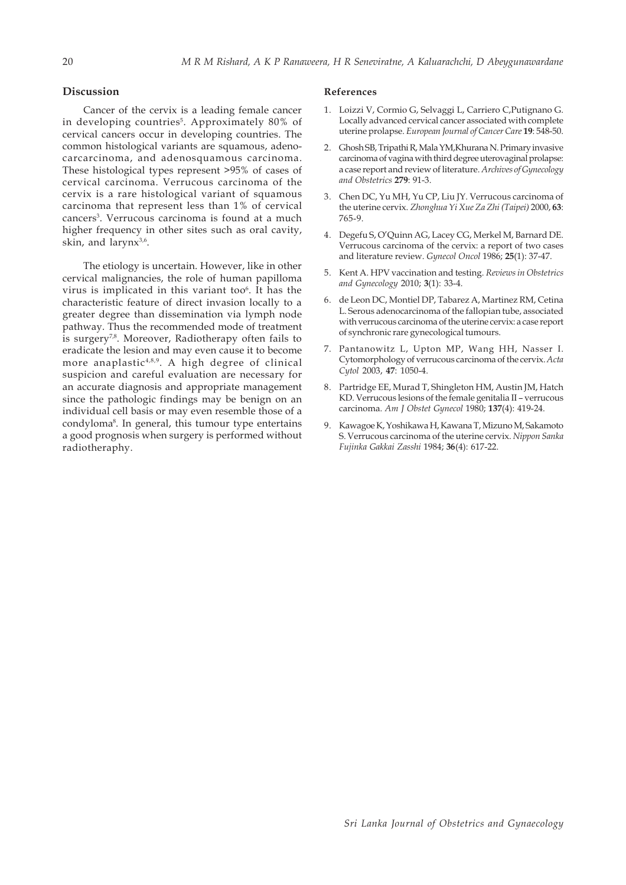## Discussion

Cancer of the cervix is a leading female cancer in developing countries[5]. Approximately 80% of cervical cancers occur in developing countries. The common histological variants are squamous, adeno-carcarcinoma, and adenosquamous carcinoma. These histological types represent >95% of cases of cervical carcinoma. Verrucous carcinoma of the cervix is a rare histological variant of squamous carcinoma that represent less than 1% of cervical cancers[3]. Verrucous carcinoma is found at a much higher frequency in other sites such as oral cavity, skin, and larynx[3,6].

The etiology is uncertain. However, like in other cervical malignancies, the role of human papilloma virus is implicated in this variant too[6]. It has the characteristic feature of direct invasion locally to a greater degree than dissemination via lymph node pathway. Thus the recommended mode of treatment is surgery[7,8]. Moreover, Radiotherapy often fails to eradicate the lesion and may even cause it to become more anaplastic[4,8,9]. A high degree of clinical suspicion and careful evaluation are necessary for an accurate diagnosis and appropriate management since the pathologic findings may be benign on an individual cell basis or may even resemble those of a condyloma[8]. In general, this tumour type entertains a good prognosis when surgery is performed without radiotheraphy.

## References

1. Loizzi V, Cormio G, Selvaggi L, Carriero C,Putignano G. Locally advanced cervical cancer associated with complete uterine prolapse. *European Journal of Cancer Care* **19**: 548-50.
2. Ghosh SB, Tripathi R, Mala YM,Khurana N. Primary invasive carcinoma of vagina with third degree uterovaginal prolapse: a case report and review of literature. *Archives of Gynecology and Obstetrics* **279**: 91-3.
3. Chen DC, Yu MH, Yu CP, Liu JY. Verrucous carcinoma of the uterine cervix. *Zhonghua Yi Xue Za Zhi (Taipei)* 2000, **63**: 765-9.
4. Degefu S, O'Quinn AG, Lacey CG, Merkel M, Barnard DE. Verrucous carcinoma of the cervix: a report of two cases and literature review. *Gynecol Oncol* 1986; **25**(1): 37-47.
5. Kent A. HPV vaccination and testing. *Reviews in Obstetrics and Gynecology* 2010; **3**(1): 33-4.
6. de Leon DC, Montiel DP, Tabarez A, Martinez RM, Cetina L. Serous adenocarcinoma of the fallopian tube, associated with verrucous carcinoma of the uterine cervix: a case report of synchronic rare gynecological tumours.
7. Pantanowitz L, Upton MP, Wang HH, Nasser I. Cytomorphology of verrucous carcinoma of the cervix. *Acta Cytol* 2003, **47**: 1050-4.
8. Partridge EE, Murad T, Shingleton HM, Austin JM, Hatch KD. Verrucous lesions of the female genitalia II – verrucous carcinoma. *Am J Obstet Gynecol* 1980; **137**(4): 419-24.
9. Kawagoe K, Yoshikawa H, Kawana T, Mizuno M, Sakamoto S. Verrucous carcinoma of the uterine cervix. *Nippon Sanka Fujinka Gakkai Zasshi* 1984; **36**(4): 617-22.